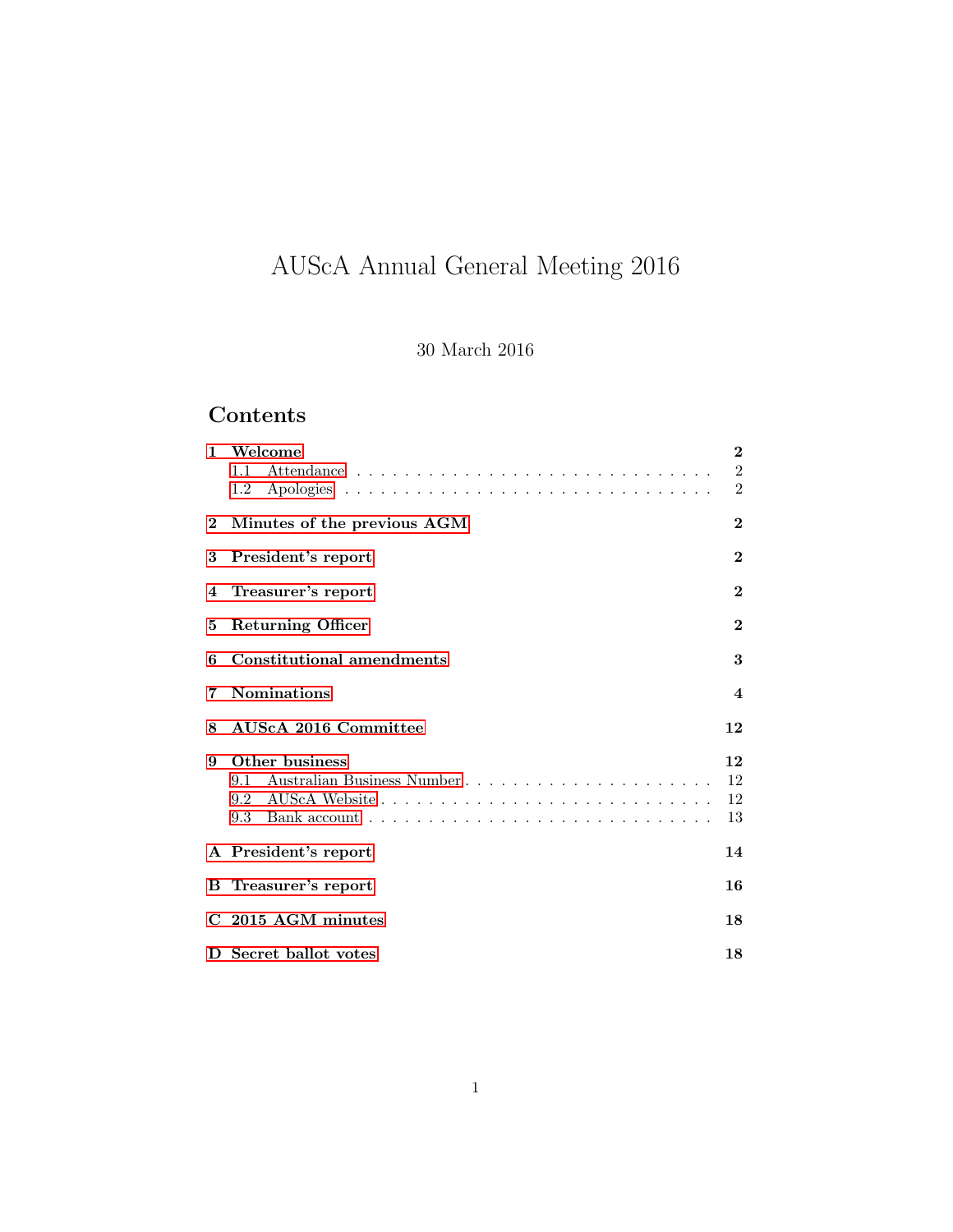# AUScA Annual General Meeting 2016

30 March 2016

## Contents

**1 Welcome** **2**
- 1.1 Attendance . . . . . . . . . . . . . . . . . . . . . . . . . . . . . 2
- 1.2 Apologies . . . . . . . . . . . . . . . . . . . . . . . . . . . . . 2

**2 Minutes of the previous AGM** **2**

**3 President's report** **2**

**4 Treasurer's report** **2**

**5 Returning Officer** **2**

**6 Constitutional amendments** **3**

**7 Nominations** **4**

**8 AUScA 2016 Committee** **12**

**9 Other business** **12**
- 9.1 Australian Business Number . . . . . . . . . . . . . . . . . . . . . 12
- 9.2 AUScA Website . . . . . . . . . . . . . . . . . . . . . . . . . . . 12
- 9.3 Bank account . . . . . . . . . . . . . . . . . . . . . . . . . . . . 13

**A President's report** **14**

**B Treasurer's report** **16**

**C 2015 AGM minutes** **18**

**D Secret ballot votes** **18**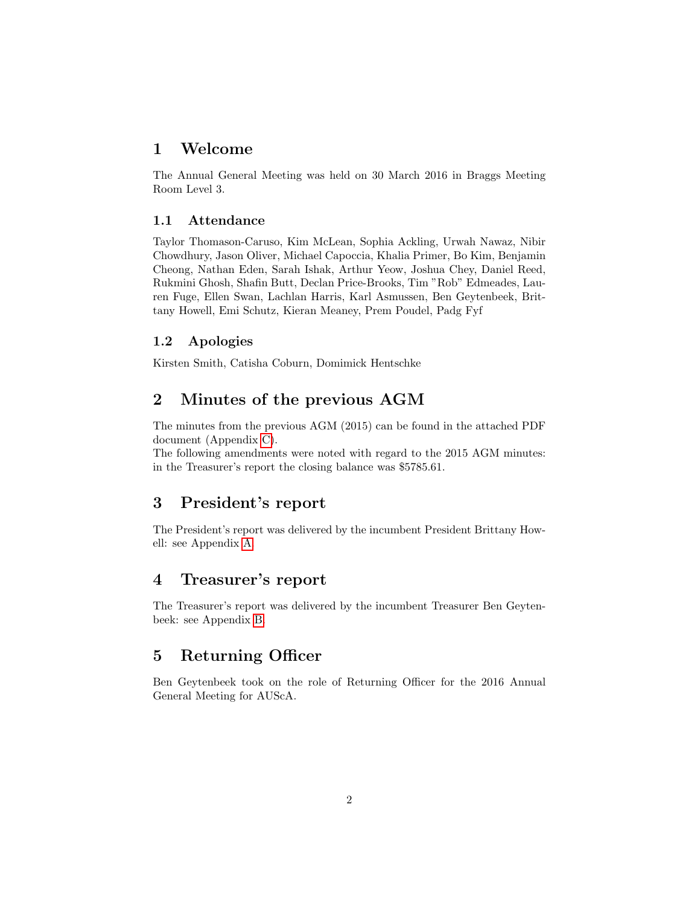# 1 Welcome

The Annual General Meeting was held on 30 March 2016 in Braggs Meeting Room Level 3.

## 1.1 Attendance

Taylor Thomason-Caruso, Kim McLean, Sophia Ackling, Urwah Nawaz, Nibir Chowdhury, Jason Oliver, Michael Capoccia, Khalia Primer, Bo Kim, Benjamin Cheong, Nathan Eden, Sarah Ishak, Arthur Yeow, Joshua Chey, Daniel Reed, Rukmini Ghosh, Shafin Butt, Declan Price-Brooks, Tim "Rob" Edmeades, Lauren Fuge, Ellen Swan, Lachlan Harris, Karl Asmussen, Ben Geytenbeek, Brittany Howell, Emi Schutz, Kieran Meaney, Prem Poudel, Padg Fyf

## 1.2 Apologies

Kirsten Smith, Catisha Coburn, Domimick Hentschke

# 2 Minutes of the previous AGM

The minutes from the previous AGM (2015) can be found in the attached PDF document (Appendix C).

The following amendments were noted with regard to the 2015 AGM minutes: in the Treasurer's report the closing balance was $5785.61.

# 3 President's report

The President's report was delivered by the incumbent President Brittany Howell: see Appendix A.

# 4 Treasurer's report

The Treasurer's report was delivered by the incumbent Treasurer Ben Geytenbeek: see Appendix B.

# 5 Returning Officer

Ben Geytenbeek took on the role of Returning Officer for the 2016 Annual General Meeting for AUScA.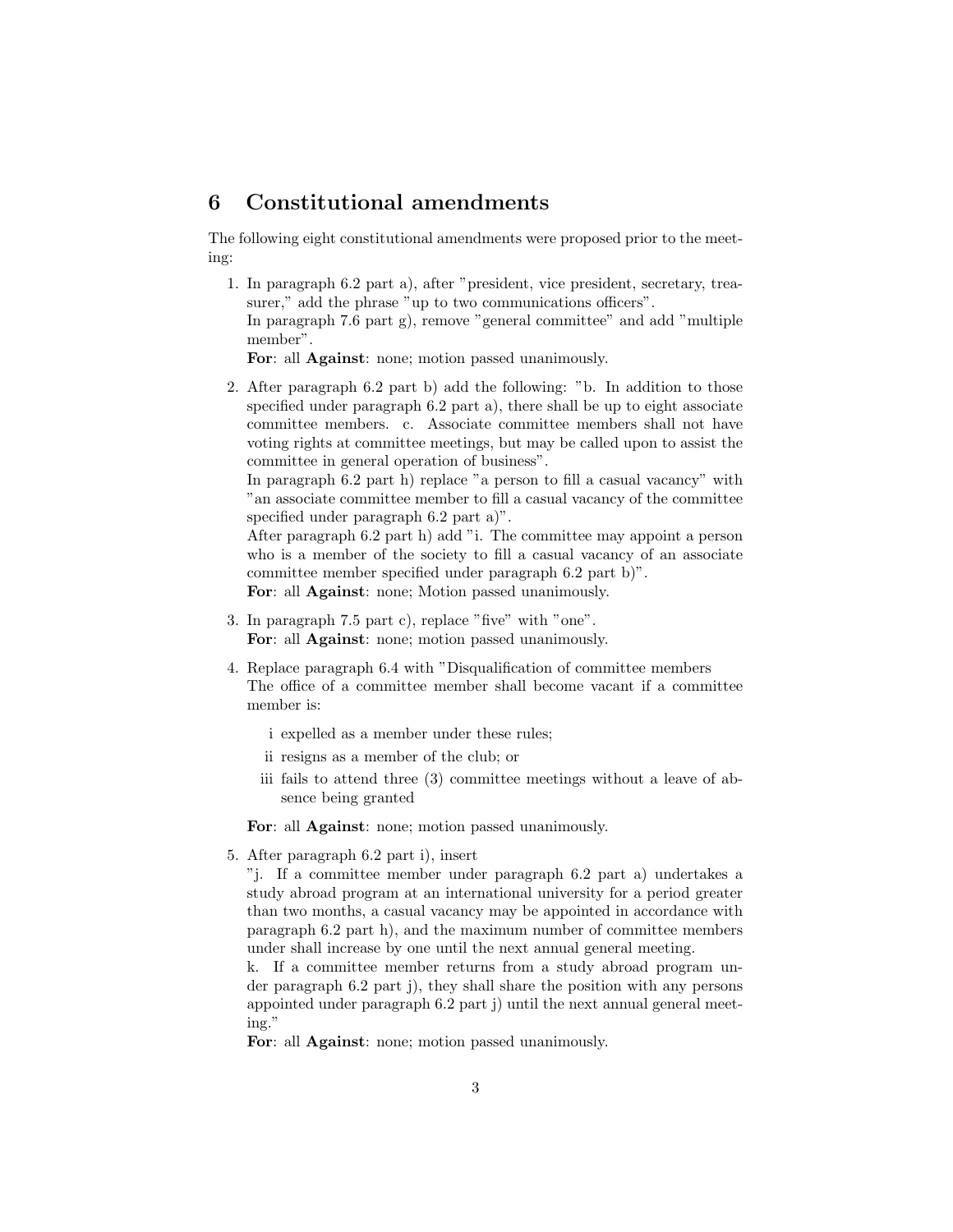## 6 Constitutional amendments

The following eight constitutional amendments were proposed prior to the meeting:

1. In paragraph 6.2 part a), after "president, vice president, secretary, treasurer," add the phrase "up to two communications officers".
   In paragraph 7.6 part g), remove "general committee" and add "multiple member".
   **For**: all **Against**: none; motion passed unanimously.

2. After paragraph 6.2 part b) add the following: "b. In addition to those specified under paragraph 6.2 part a), there shall be up to eight associate committee members. c. Associate committee members shall not have voting rights at committee meetings, but may be called upon to assist the committee in general operation of business".
   In paragraph 6.2 part h) replace "a person to fill a casual vacancy" with "an associate committee member to fill a casual vacancy of the committee specified under paragraph 6.2 part a)".
   After paragraph 6.2 part h) add "i. The committee may appoint a person who is a member of the society to fill a casual vacancy of an associate committee member specified under paragraph 6.2 part b)".
   **For**: all **Against**: none; Motion passed unanimously.

3. In paragraph 7.5 part c), replace "five" with "one".
   **For**: all **Against**: none; motion passed unanimously.

4. Replace paragraph 6.4 with "Disqualification of committee members
   The office of a committee member shall become vacant if a committee member is:

   i expelled as a member under these rules;

   ii resigns as a member of the club; or

   iii fails to attend three (3) committee meetings without a leave of absence being granted

   **For**: all **Against**: none; motion passed unanimously.

5. After paragraph 6.2 part i), insert
   "j. If a committee member under paragraph 6.2 part a) undertakes a study abroad program at an international university for a period greater than two months, a casual vacancy may be appointed in accordance with paragraph 6.2 part h), and the maximum number of committee members under shall increase by one until the next annual general meeting.
   k. If a committee member returns from a study abroad program under paragraph 6.2 part j), they shall share the position with any persons appointed under paragraph 6.2 part j) until the next annual general meeting."
   **For**: all **Against**: none; motion passed unanimously.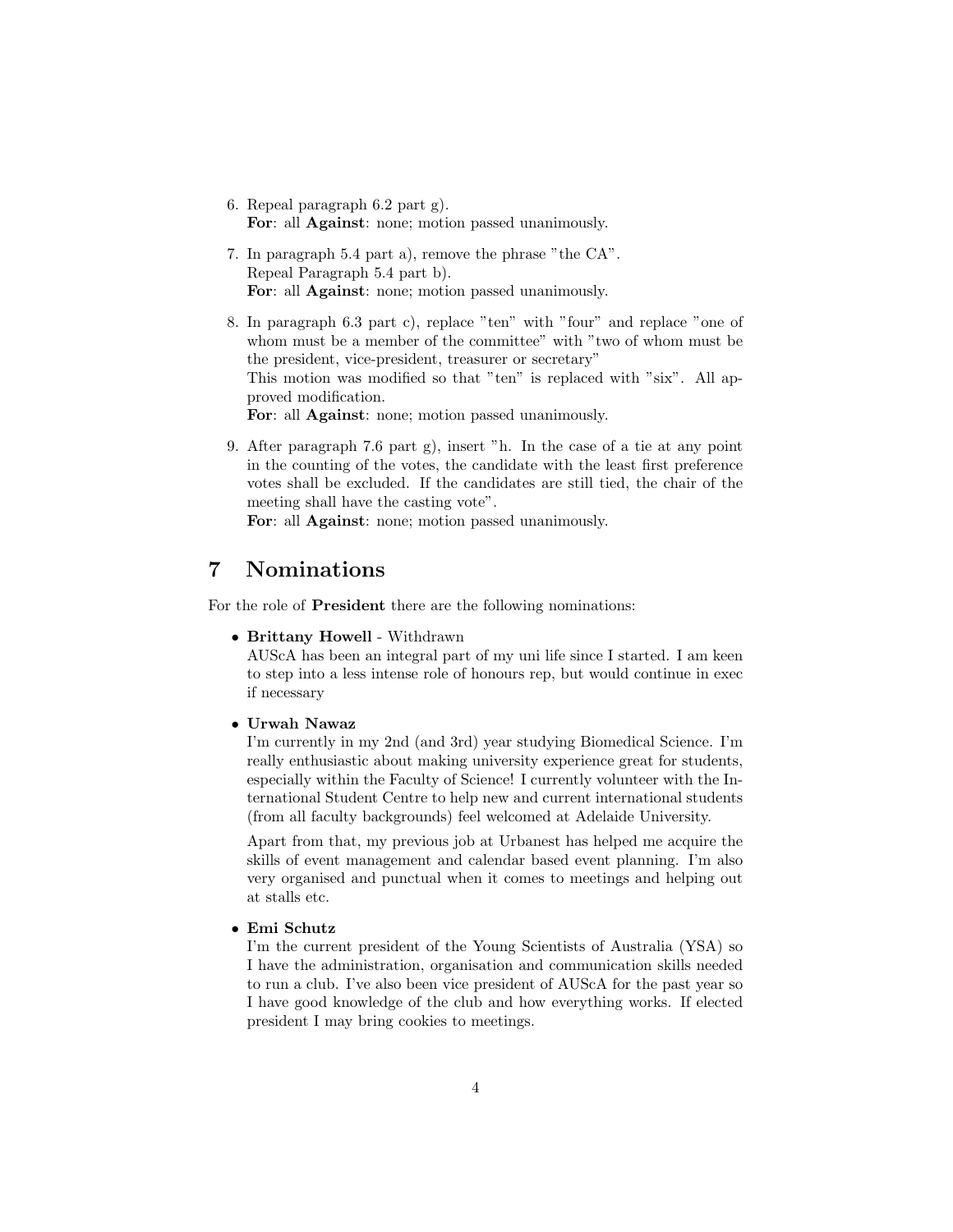6. Repeal paragraph 6.2 part g).
   **For**: all **Against**: none; motion passed unanimously.

7. In paragraph 5.4 part a), remove the phrase "the CA".
   Repeal Paragraph 5.4 part b).
   **For**: all **Against**: none; motion passed unanimously.

8. In paragraph 6.3 part c), replace "ten" with "four" and replace "one of whom must be a member of the committee" with "two of whom must be the president, vice-president, treasurer or secretary"
   This motion was modified so that "ten" is replaced with "six". All approved modification.
   **For**: all **Against**: none; motion passed unanimously.

9. After paragraph 7.6 part g), insert "h. In the case of a tie at any point in the counting of the votes, the candidate with the least first preference votes shall be excluded. If the candidates are still tied, the chair of the meeting shall have the casting vote".
   **For**: all **Against**: none; motion passed unanimously.

# 7 Nominations

For the role of **President** there are the following nominations:

- **Brittany Howell** - Withdrawn
  AUScA has been an integral part of my uni life since I started. I am keen to step into a less intense role of honours rep, but would continue in exec if necessary

- **Urwah Nawaz**
  I'm currently in my 2nd (and 3rd) year studying Biomedical Science. I'm really enthusiastic about making university experience great for students, especially within the Faculty of Science! I currently volunteer with the International Student Centre to help new and current international students (from all faculty backgrounds) feel welcomed at Adelaide University.

  Apart from that, my previous job at Urbanest has helped me acquire the skills of event management and calendar based event planning. I'm also very organised and punctual when it comes to meetings and helping out at stalls etc.

- **Emi Schutz**
  I'm the current president of the Young Scientists of Australia (YSA) so I have the administration, organisation and communication skills needed to run a club. I've also been vice president of AUScA for the past year so I have good knowledge of the club and how everything works. If elected president I may bring cookies to meetings.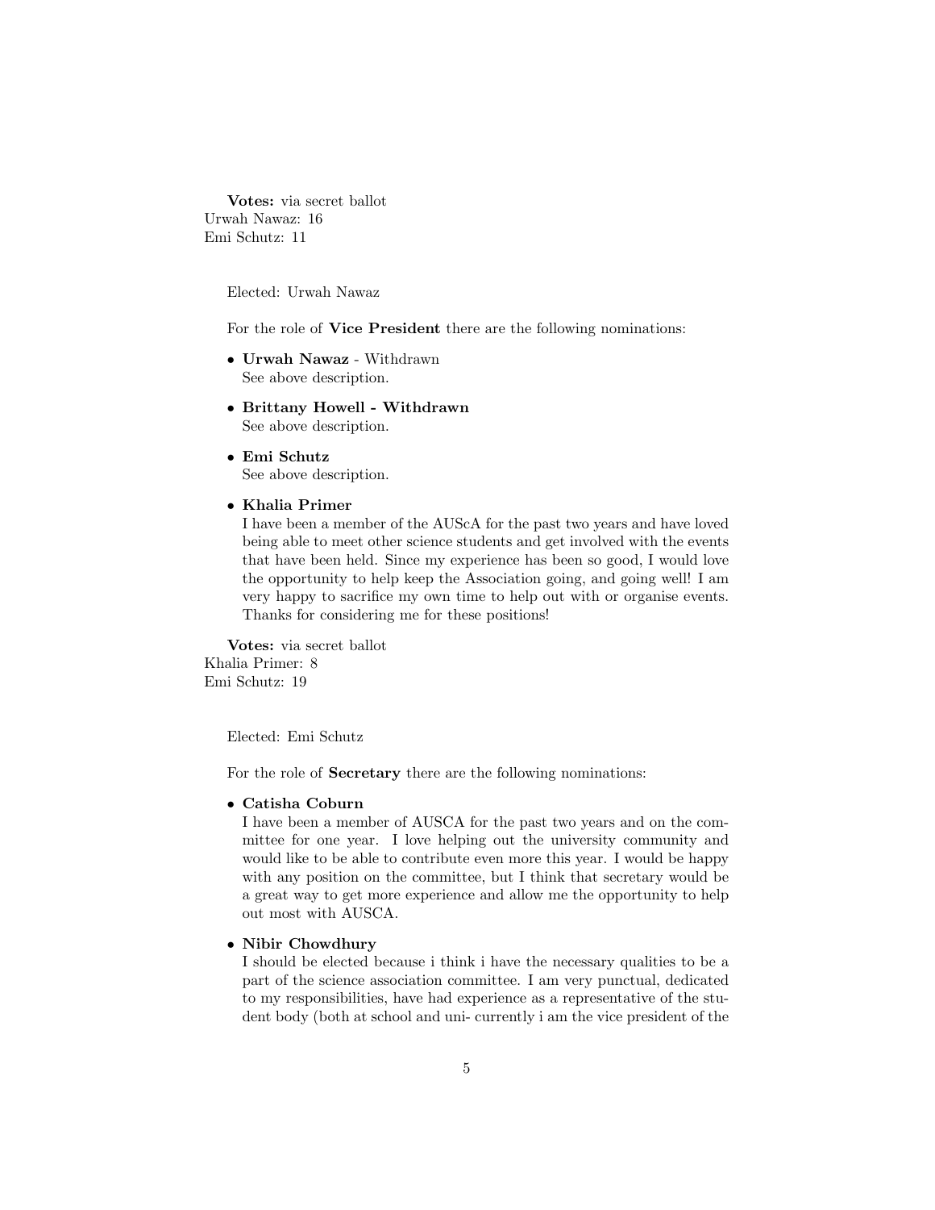**Votes:** via secret ballot
Urwah Nawaz: 16
Emi Schutz: 11

Elected: Urwah Nawaz

For the role of **Vice President** there are the following nominations:

- **Urwah Nawaz** - Withdrawn
  See above description.
- **Brittany Howell - Withdrawn**
  See above description.
- **Emi Schutz**
  See above description.
- **Khalia Primer**
  I have been a member of the AUScA for the past two years and have loved being able to meet other science students and get involved with the events that have been held. Since my experience has been so good, I would love the opportunity to help keep the Association going, and going well! I am very happy to sacrifice my own time to help out with or organise events. Thanks for considering me for these positions!

**Votes:** via secret ballot
Khalia Primer: 8
Emi Schutz: 19

Elected: Emi Schutz

For the role of **Secretary** there are the following nominations:

- **Catisha Coburn**
  I have been a member of AUSCA for the past two years and on the committee for one year. I love helping out the university community and would like to be able to contribute even more this year. I would be happy with any position on the committee, but I think that secretary would be a great way to get more experience and allow me the opportunity to help out most with AUSCA.
- **Nibir Chowdhury**
  I should be elected because i think i have the necessary qualities to be a part of the science association committee. I am very punctual, dedicated to my responsibilities, have had experience as a representative of the student body (both at school and uni- currently i am the vice president of the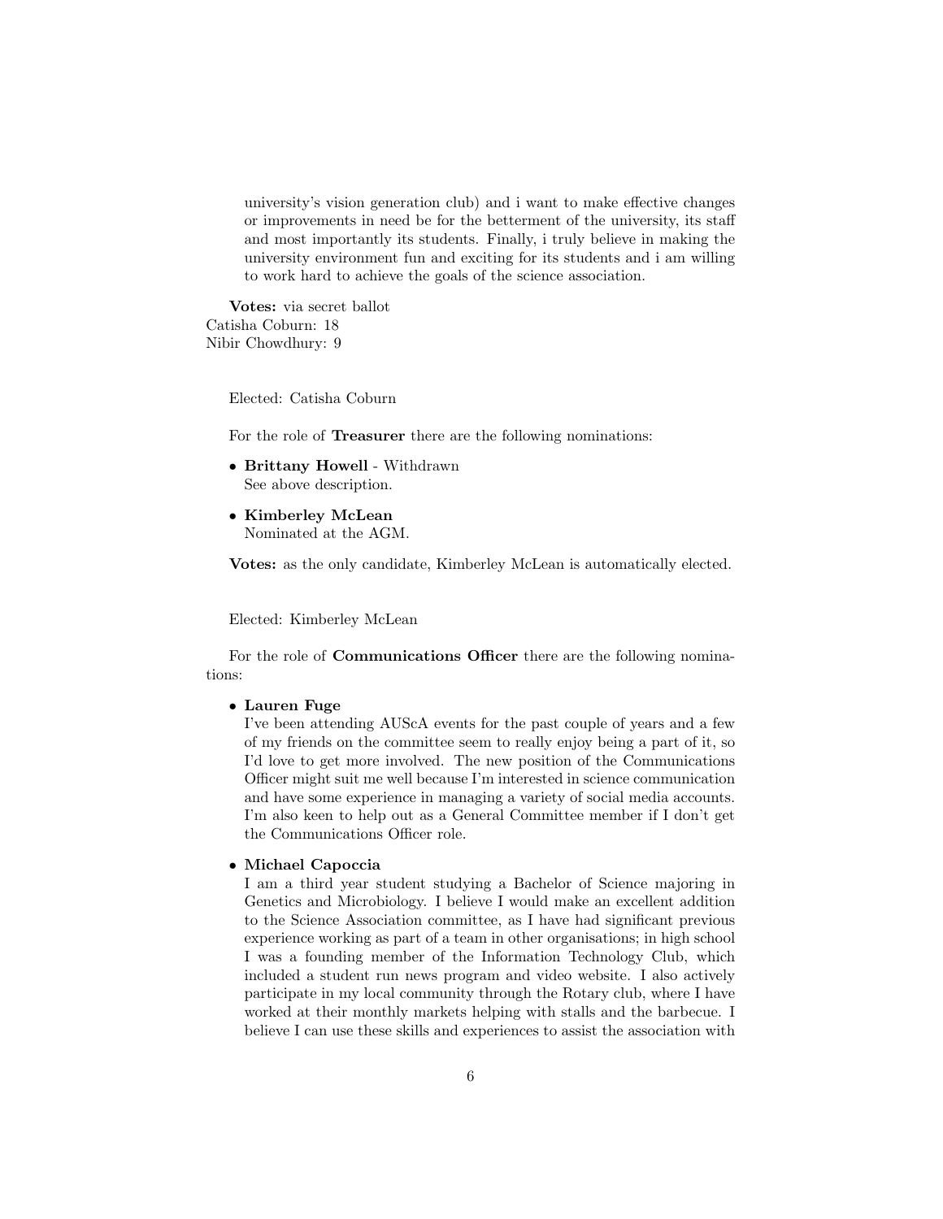university's vision generation club) and i want to make effective changes or improvements in need be for the betterment of the university, its staff and most importantly its students. Finally, i truly believe in making the university environment fun and exciting for its students and i am willing to work hard to achieve the goals of the science association.

**Votes:** via secret ballot
Catisha Coburn: 18
Nibir Chowdhury: 9

Elected: Catisha Coburn

For the role of **Treasurer** there are the following nominations:

- **Brittany Howell** - Withdrawn
  See above description.
- **Kimberley McLean**
  Nominated at the AGM.

**Votes:** as the only candidate, Kimberley McLean is automatically elected.

Elected: Kimberley McLean

For the role of **Communications Officer** there are the following nominations:

- **Lauren Fuge**
  I've been attending AUScA events for the past couple of years and a few of my friends on the committee seem to really enjoy being a part of it, so I'd love to get more involved. The new position of the Communications Officer might suit me well because I'm interested in science communication and have some experience in managing a variety of social media accounts. I'm also keen to help out as a General Committee member if I don't get the Communications Officer role.
- **Michael Capoccia**
  I am a third year student studying a Bachelor of Science majoring in Genetics and Microbiology. I believe I would make an excellent addition to the Science Association committee, as I have had significant previous experience working as part of a team in other organisations; in high school I was a founding member of the Information Technology Club, which included a student run news program and video website. I also actively participate in my local community through the Rotary club, where I have worked at their monthly markets helping with stalls and the barbecue. I believe I can use these skills and experiences to assist the association with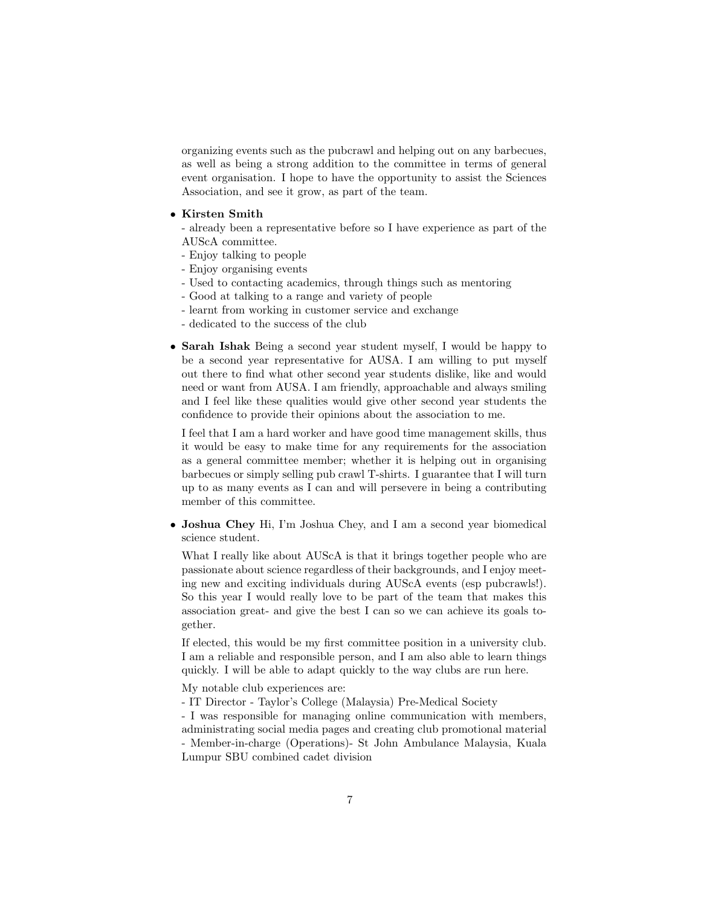organizing events such as the pubcrawl and helping out on any barbecues, as well as being a strong addition to the committee in terms of general event organisation. I hope to have the opportunity to assist the Sciences Association, and see it grow, as part of the team.

- **Kirsten Smith**
  - already been a representative before so I have experience as part of the AUScA committee.
  - Enjoy talking to people
  - Enjoy organising events
  - Used to contacting academics, through things such as mentoring
  - Good at talking to a range and variety of people
  - learnt from working in customer service and exchange
  - dedicated to the success of the club

- **Sarah Ishak** Being a second year student myself, I would be happy to be a second year representative for AUSA. I am willing to put myself out there to find what other second year students dislike, like and would need or want from AUSA. I am friendly, approachable and always smiling and I feel like these qualities would give other second year students the confidence to provide their opinions about the association to me.

  I feel that I am a hard worker and have good time management skills, thus it would be easy to make time for any requirements for the association as a general committee member; whether it is helping out in organising barbecues or simply selling pub crawl T-shirts. I guarantee that I will turn up to as many events as I can and will persevere in being a contributing member of this committee.

- **Joshua Chey** Hi, I'm Joshua Chey, and I am a second year biomedical science student.

  What I really like about AUScA is that it brings together people who are passionate about science regardless of their backgrounds, and I enjoy meeting new and exciting individuals during AUScA events (esp pubcrawls!). So this year I would really love to be part of the team that makes this association great- and give the best I can so we can achieve its goals together.

  If elected, this would be my first committee position in a university club. I am a reliable and responsible person, and I am also able to learn things quickly. I will be able to adapt quickly to the way clubs are run here.

  My notable club experiences are:
  - IT Director - Taylor's College (Malaysia) Pre-Medical Society
  - I was responsible for managing online communication with members, administrating social media pages and creating club promotional material
  - Member-in-charge (Operations)- St John Ambulance Malaysia, Kuala Lumpur SBU combined cadet division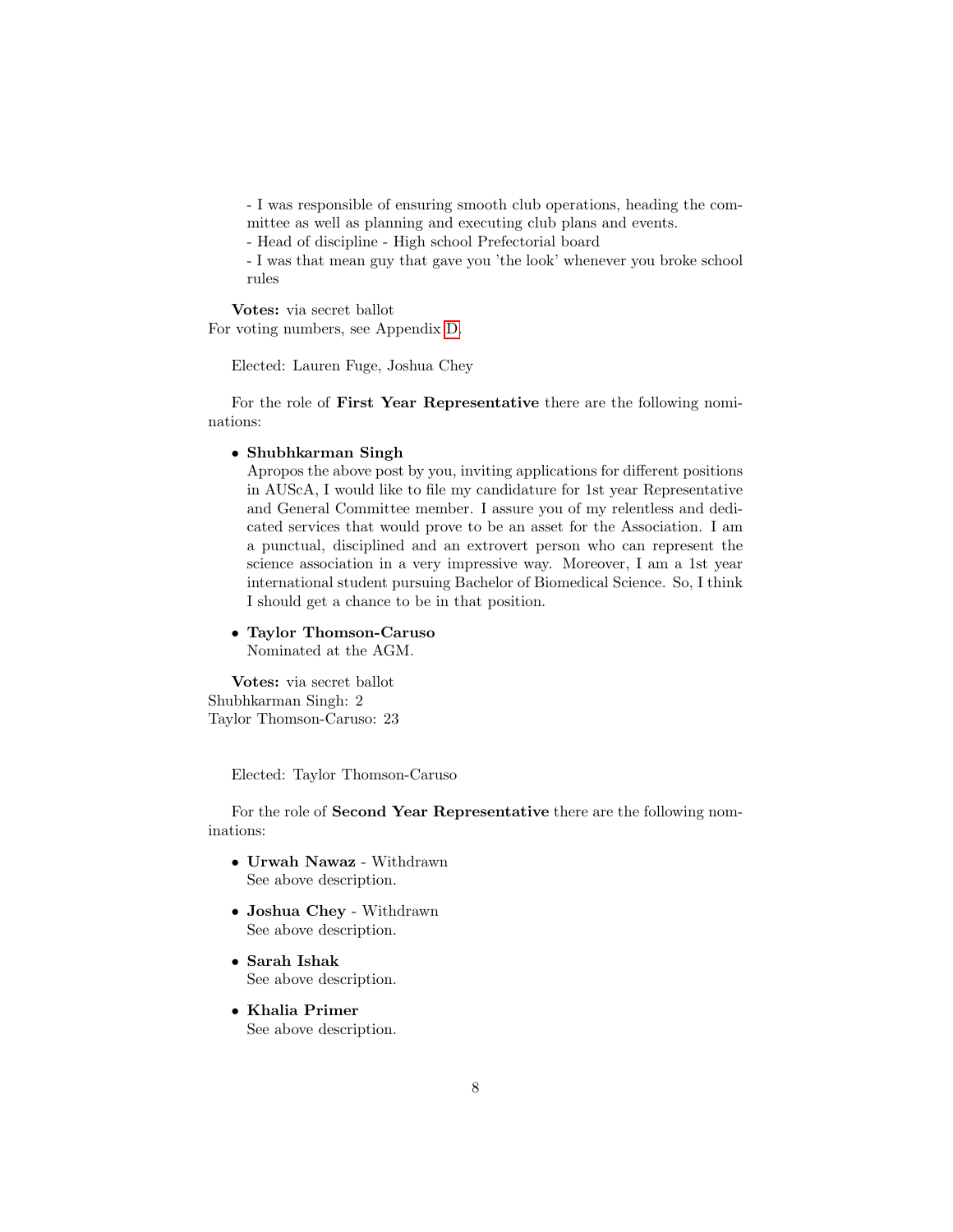- I was responsible of ensuring smooth club operations, heading the committee as well as planning and executing club plans and events.
- Head of discipline - High school Prefectorial board
- I was that mean guy that gave you 'the look' whenever you broke school rules

**Votes:** via secret ballot
For voting numbers, see Appendix D.

Elected: Lauren Fuge, Joshua Chey

For the role of **First Year Representative** there are the following nominations:

- **Shubhkarman Singh**
  Apropos the above post by you, inviting applications for different positions in AUScA, I would like to file my candidature for 1st year Representative and General Committee member. I assure you of my relentless and dedicated services that would prove to be an asset for the Association. I am a punctual, disciplined and an extrovert person who can represent the science association in a very impressive way. Moreover, I am a 1st year international student pursuing Bachelor of Biomedical Science. So, I think I should get a chance to be in that position.

- **Taylor Thomson-Caruso**
  Nominated at the AGM.

**Votes:** via secret ballot
Shubhkarman Singh: 2
Taylor Thomson-Caruso: 23

Elected: Taylor Thomson-Caruso

For the role of **Second Year Representative** there are the following nominations:

- **Urwah Nawaz** - Withdrawn
  See above description.

- **Joshua Chey** - Withdrawn
  See above description.

- **Sarah Ishak**
  See above description.

- **Khalia Primer**
  See above description.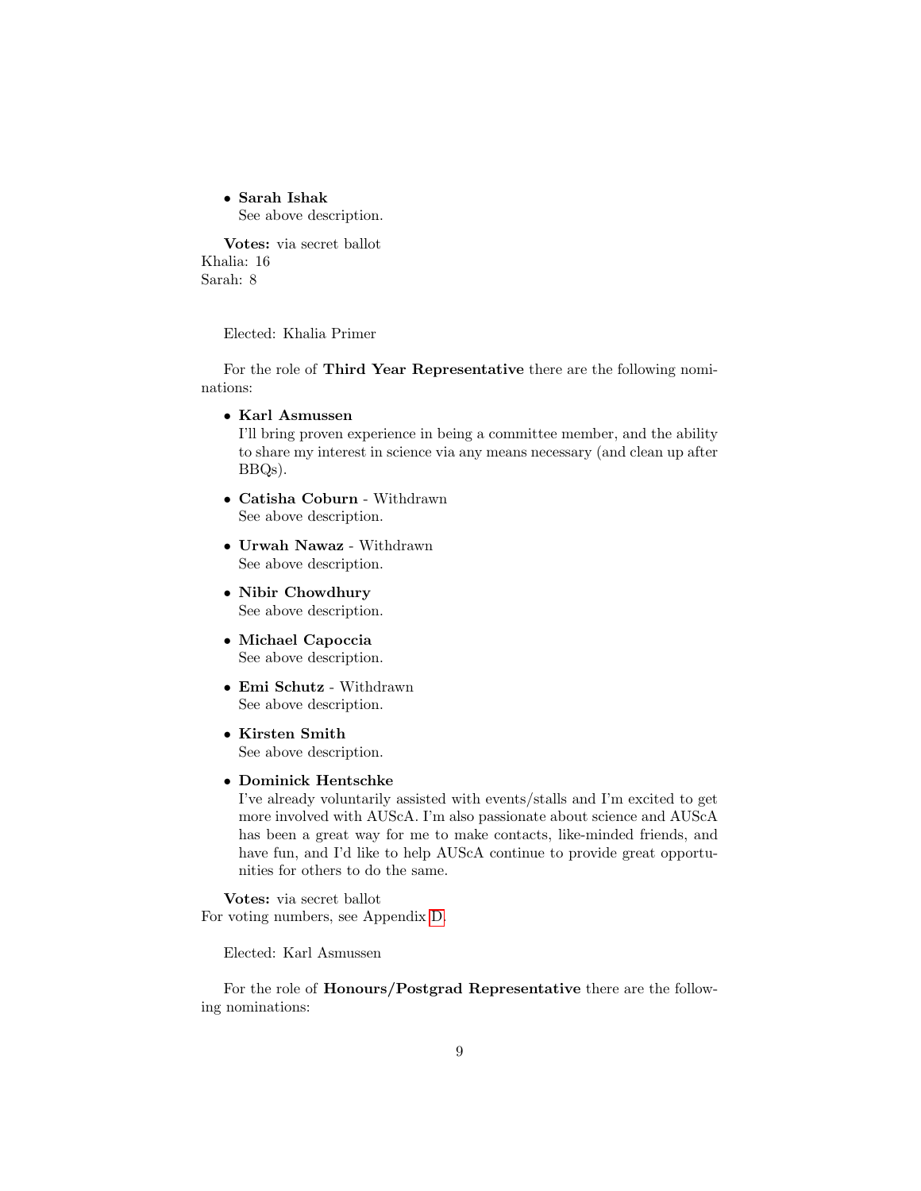- **Sarah Ishak**
  See above description.

**Votes:** via secret ballot
Khalia: 16
Sarah: 8

Elected: Khalia Primer

For the role of **Third Year Representative** there are the following nominations:

- **Karl Asmussen**
  I'll bring proven experience in being a committee member, and the ability to share my interest in science via any means necessary (and clean up after BBQs).

- **Catisha Coburn** - Withdrawn
  See above description.

- **Urwah Nawaz** - Withdrawn
  See above description.

- **Nibir Chowdhury**
  See above description.

- **Michael Capoccia**
  See above description.

- **Emi Schutz** - Withdrawn
  See above description.

- **Kirsten Smith**
  See above description.

- **Dominick Hentschke**
  I've already voluntarily assisted with events/stalls and I'm excited to get more involved with AUScA. I'm also passionate about science and AUScA has been a great way for me to make contacts, like-minded friends, and have fun, and I'd like to help AUScA continue to provide great opportunities for others to do the same.

**Votes:** via secret ballot
For voting numbers, see Appendix D.

Elected: Karl Asmussen

For the role of **Honours/Postgrad Representative** there are the following nominations: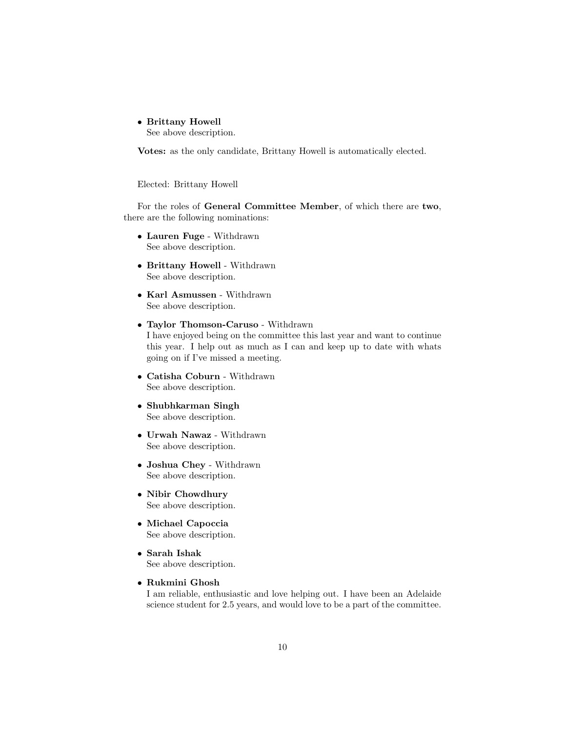- **Brittany Howell**
  See above description.

**Votes:** as the only candidate, Brittany Howell is automatically elected.

Elected: Brittany Howell

For the roles of **General Committee Member**, of which there are **two**, there are the following nominations:

- **Lauren Fuge** - Withdrawn
  See above description.

- **Brittany Howell** - Withdrawn
  See above description.

- **Karl Asmussen** - Withdrawn
  See above description.

- **Taylor Thomson-Caruso** - Withdrawn
  I have enjoyed being on the committee this last year and want to continue this year. I help out as much as I can and keep up to date with whats going on if I've missed a meeting.

- **Catisha Coburn** - Withdrawn
  See above description.

- **Shubhkarman Singh**
  See above description.

- **Urwah Nawaz** - Withdrawn
  See above description.

- **Joshua Chey** - Withdrawn
  See above description.

- **Nibir Chowdhury**
  See above description.

- **Michael Capoccia**
  See above description.

- **Sarah Ishak**
  See above description.

- **Rukmini Ghosh**
  I am reliable, enthusiastic and love helping out. I have been an Adelaide science student for 2.5 years, and would love to be a part of the committee.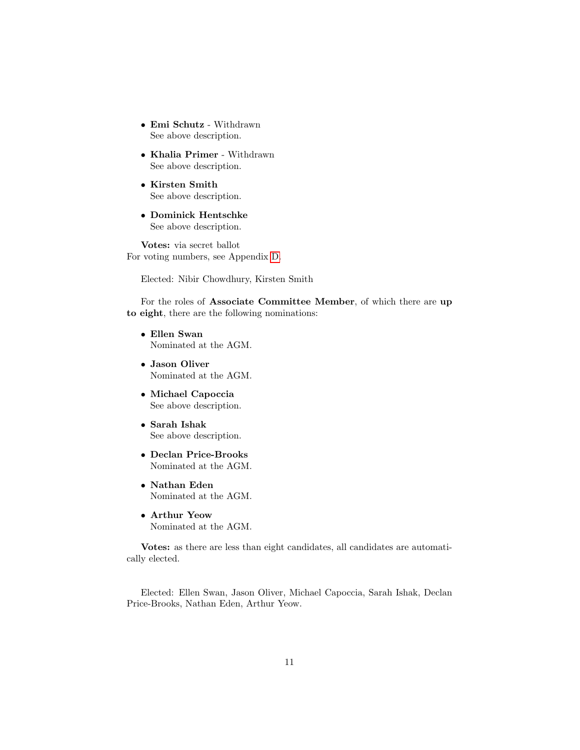- **Emi Schutz** - Withdrawn
  See above description.

- **Khalia Primer** - Withdrawn
  See above description.

- **Kirsten Smith**
  See above description.

- **Dominick Hentschke**
  See above description.

**Votes:** via secret ballot
For voting numbers, see Appendix D.

Elected: Nibir Chowdhury, Kirsten Smith

For the roles of **Associate Committee Member**, of which there are **up to eight**, there are the following nominations:

- **Ellen Swan**
  Nominated at the AGM.

- **Jason Oliver**
  Nominated at the AGM.

- **Michael Capoccia**
  See above description.

- **Sarah Ishak**
  See above description.

- **Declan Price-Brooks**
  Nominated at the AGM.

- **Nathan Eden**
  Nominated at the AGM.

- **Arthur Yeow**
  Nominated at the AGM.

**Votes:** as there are less than eight candidates, all candidates are automatically elected.

Elected: Ellen Swan, Jason Oliver, Michael Capoccia, Sarah Ishak, Declan Price-Brooks, Nathan Eden, Arthur Yeow.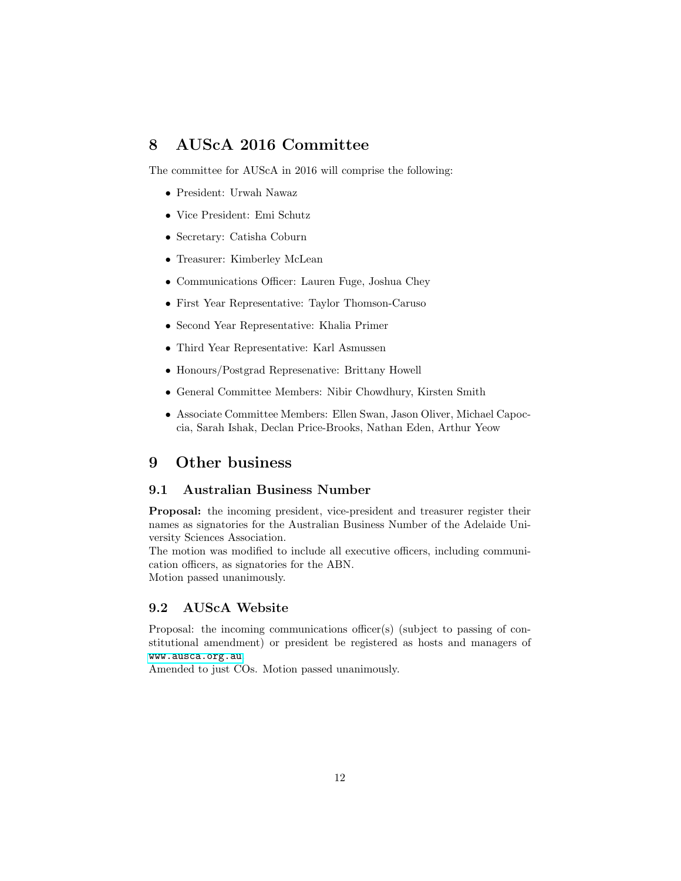# 8 AUScA 2016 Committee

The committee for AUScA in 2016 will comprise the following:

- President: Urwah Nawaz
- Vice President: Emi Schutz
- Secretary: Catisha Coburn
- Treasurer: Kimberley McLean
- Communications Officer: Lauren Fuge, Joshua Chey
- First Year Representative: Taylor Thomson-Caruso
- Second Year Representative: Khalia Primer
- Third Year Representative: Karl Asmussen
- Honours/Postgrad Represenative: Brittany Howell
- General Committee Members: Nibir Chowdhury, Kirsten Smith
- Associate Committee Members: Ellen Swan, Jason Oliver, Michael Capoccia, Sarah Ishak, Declan Price-Brooks, Nathan Eden, Arthur Yeow

# 9 Other business

## 9.1 Australian Business Number

**Proposal:** the incoming president, vice-president and treasurer register their names as signatories for the Australian Business Number of the Adelaide University Sciences Association.
The motion was modified to include all executive officers, including communication officers, as signatories for the ABN.
Motion passed unanimously.

## 9.2 AUScA Website

Proposal: the incoming communications officer(s) (subject to passing of constitutional amendment) or president be registered as hosts and managers of www.ausca.org.au
Amended to just COs. Motion passed unanimously.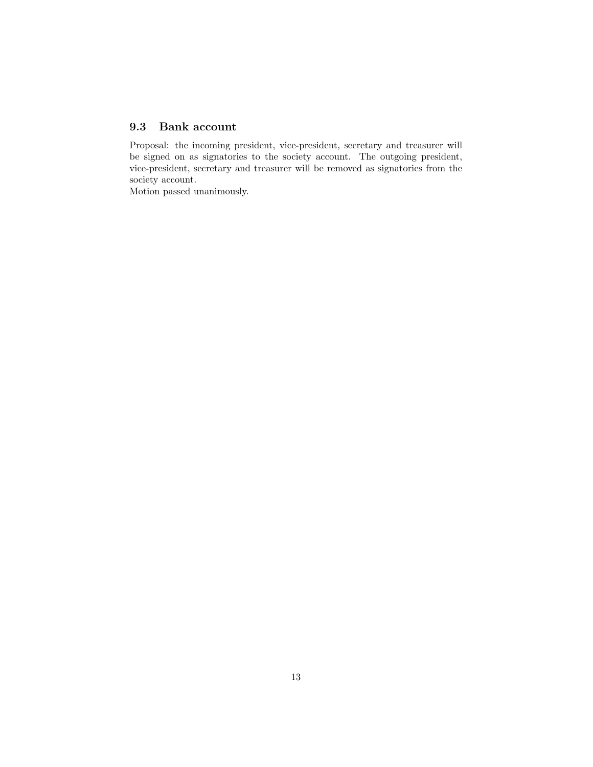### 9.3 Bank account

Proposal: the incoming president, vice-president, secretary and treasurer will be signed on as signatories to the society account. The outgoing president, vice-president, secretary and treasurer will be removed as signatories from the society account.
Motion passed unanimously.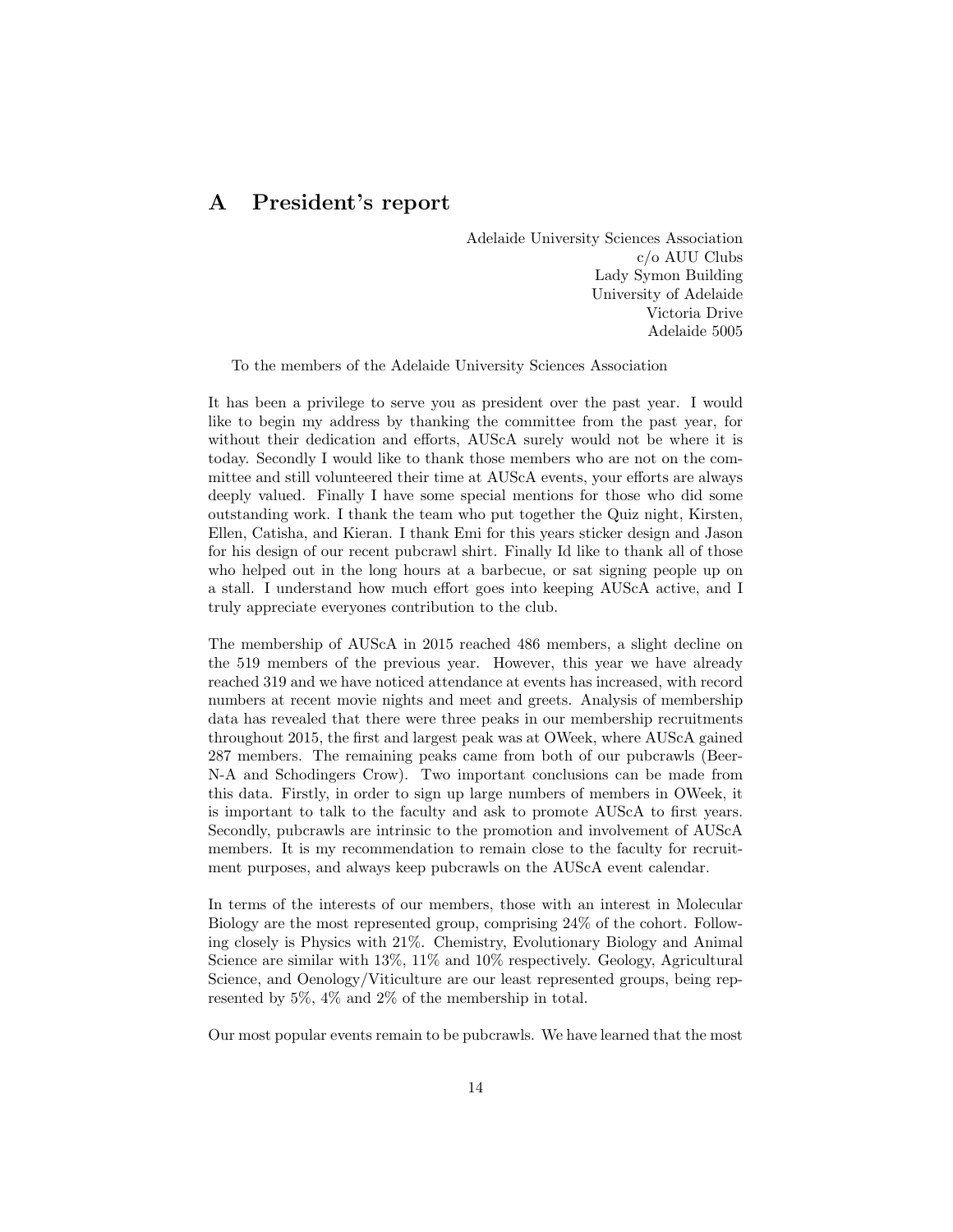## A President's report

Adelaide University Sciences Association
c/o AUU Clubs
Lady Symon Building
University of Adelaide
Victoria Drive
Adelaide 5005

To the members of the Adelaide University Sciences Association

It has been a privilege to serve you as president over the past year. I would like to begin my address by thanking the committee from the past year, for without their dedication and efforts, AUScA surely would not be where it is today. Secondly I would like to thank those members who are not on the committee and still volunteered their time at AUScA events, your efforts are always deeply valued. Finally I have some special mentions for those who did some outstanding work. I thank the team who put together the Quiz night, Kirsten, Ellen, Catisha, and Kieran. I thank Emi for this years sticker design and Jason for his design of our recent pubcrawl shirt. Finally Id like to thank all of those who helped out in the long hours at a barbecue, or sat signing people up on a stall. I understand how much effort goes into keeping AUScA active, and I truly appreciate everyones contribution to the club.

The membership of AUScA in 2015 reached 486 members, a slight decline on the 519 members of the previous year. However, this year we have already reached 319 and we have noticed attendance at events has increased, with record numbers at recent movie nights and meet and greets. Analysis of membership data has revealed that there were three peaks in our membership recruitments throughout 2015, the first and largest peak was at OWeek, where AUScA gained 287 members. The remaining peaks came from both of our pubcrawls (Beer-N-A and Schodingers Crow). Two important conclusions can be made from this data. Firstly, in order to sign up large numbers of members in OWeek, it is important to talk to the faculty and ask to promote AUScA to first years. Secondly, pubcrawls are intrinsic to the promotion and involvement of AUScA members. It is my recommendation to remain close to the faculty for recruitment purposes, and always keep pubcrawls on the AUScA event calendar.

In terms of the interests of our members, those with an interest in Molecular Biology are the most represented group, comprising 24% of the cohort. Following closely is Physics with 21%. Chemistry, Evolutionary Biology and Animal Science are similar with 13%, 11% and 10% respectively. Geology, Agricultural Science, and Oenology/Viticulture are our least represented groups, being represented by 5%, 4% and 2% of the membership in total.

Our most popular events remain to be pubcrawls. We have learned that the most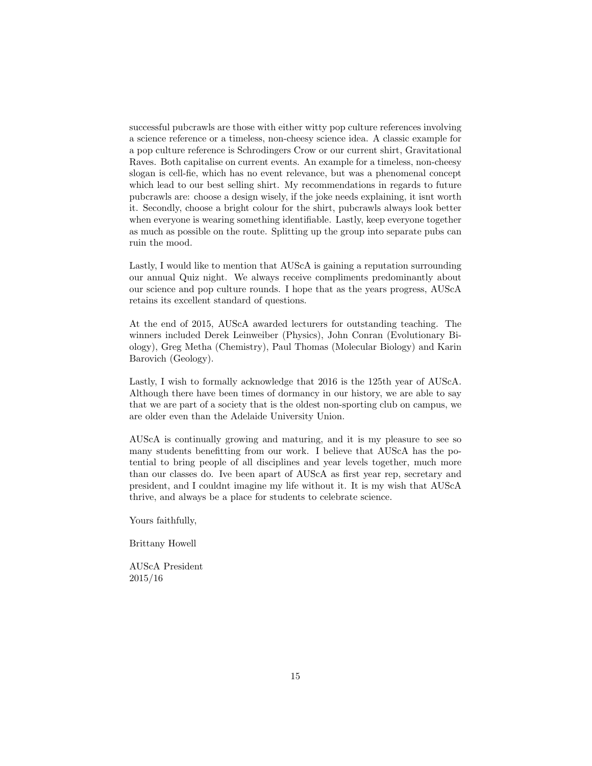successful pubcrawls are those with either witty pop culture references involving a science reference or a timeless, non-cheesy science idea. A classic example for a pop culture reference is Schrodingers Crow or our current shirt, Gravitational Raves. Both capitalise on current events. An example for a timeless, non-cheesy slogan is cell-fie, which has no event relevance, but was a phenomenal concept which lead to our best selling shirt. My recommendations in regards to future pubcrawls are: choose a design wisely, if the joke needs explaining, it isnt worth it. Secondly, choose a bright colour for the shirt, pubcrawls always look better when everyone is wearing something identifiable. Lastly, keep everyone together as much as possible on the route. Splitting up the group into separate pubs can ruin the mood.

Lastly, I would like to mention that AUScA is gaining a reputation surrounding our annual Quiz night. We always receive compliments predominantly about our science and pop culture rounds. I hope that as the years progress, AUScA retains its excellent standard of questions.

At the end of 2015, AUScA awarded lecturers for outstanding teaching. The winners included Derek Leinweiber (Physics), John Conran (Evolutionary Biology), Greg Metha (Chemistry), Paul Thomas (Molecular Biology) and Karin Barovich (Geology).

Lastly, I wish to formally acknowledge that 2016 is the 125th year of AUScA. Although there have been times of dormancy in our history, we are able to say that we are part of a society that is the oldest non-sporting club on campus, we are older even than the Adelaide University Union.

AUScA is continually growing and maturing, and it is my pleasure to see so many students benefitting from our work. I believe that AUScA has the potential to bring people of all disciplines and year levels together, much more than our classes do. Ive been apart of AUScA as first year rep, secretary and president, and I couldnt imagine my life without it. It is my wish that AUScA thrive, and always be a place for students to celebrate science.

Yours faithfully,

Brittany Howell

AUScA President
2015/16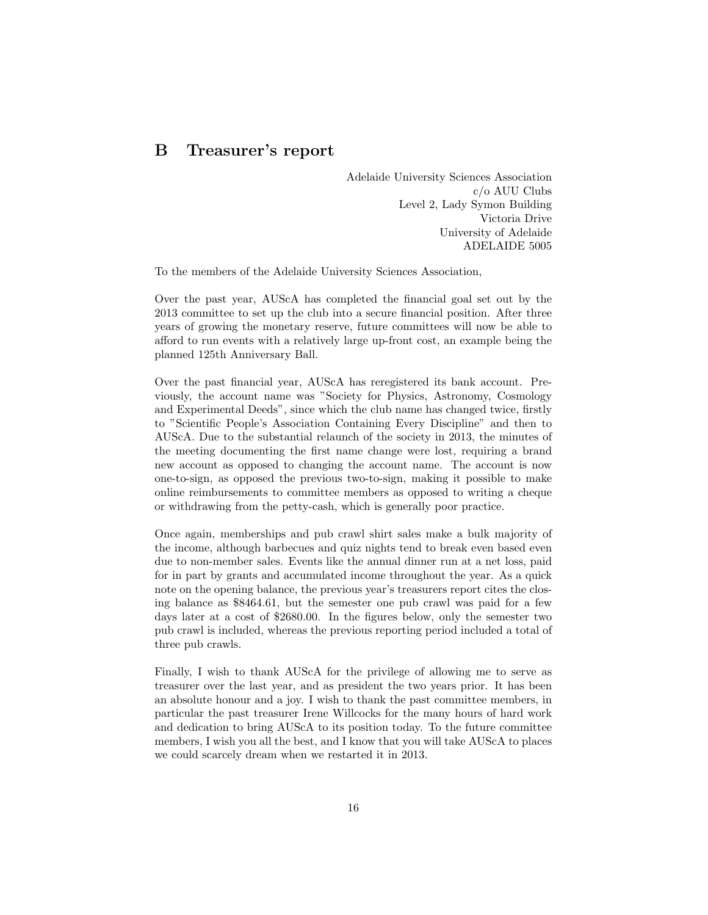## B Treasurer's report

Adelaide University Sciences Association
c/o AUU Clubs
Level 2, Lady Symon Building
Victoria Drive
University of Adelaide
ADELAIDE 5005

To the members of the Adelaide University Sciences Association,

Over the past year, AUScA has completed the financial goal set out by the 2013 committee to set up the club into a secure financial position. After three years of growing the monetary reserve, future committees will now be able to afford to run events with a relatively large up-front cost, an example being the planned 125th Anniversary Ball.

Over the past financial year, AUScA has reregistered its bank account. Previously, the account name was "Society for Physics, Astronomy, Cosmology and Experimental Deeds", since which the club name has changed twice, firstly to "Scientific People's Association Containing Every Discipline" and then to AUScA. Due to the substantial relaunch of the society in 2013, the minutes of the meeting documenting the first name change were lost, requiring a brand new account as opposed to changing the account name. The account is now one-to-sign, as opposed the previous two-to-sign, making it possible to make online reimbursements to committee members as opposed to writing a cheque or withdrawing from the petty-cash, which is generally poor practice.

Once again, memberships and pub crawl shirt sales make a bulk majority of the income, although barbecues and quiz nights tend to break even based even due to non-member sales. Events like the annual dinner run at a net loss, paid for in part by grants and accumulated income throughout the year. As a quick note on the opening balance, the previous year's treasurers report cites the closing balance as $8464.61, but the semester one pub crawl was paid for a few days later at a cost of $2680.00. In the figures below, only the semester two pub crawl is included, whereas the previous reporting period included a total of three pub crawls.

Finally, I wish to thank AUScA for the privilege of allowing me to serve as treasurer over the last year, and as president the two years prior. It has been an absolute honour and a joy. I wish to thank the past committee members, in particular the past treasurer Irene Willcocks for the many hours of hard work and dedication to bring AUScA to its position today. To the future committee members, I wish you all the best, and I know that you will take AUScA to places we could scarcely dream when we restarted it in 2013.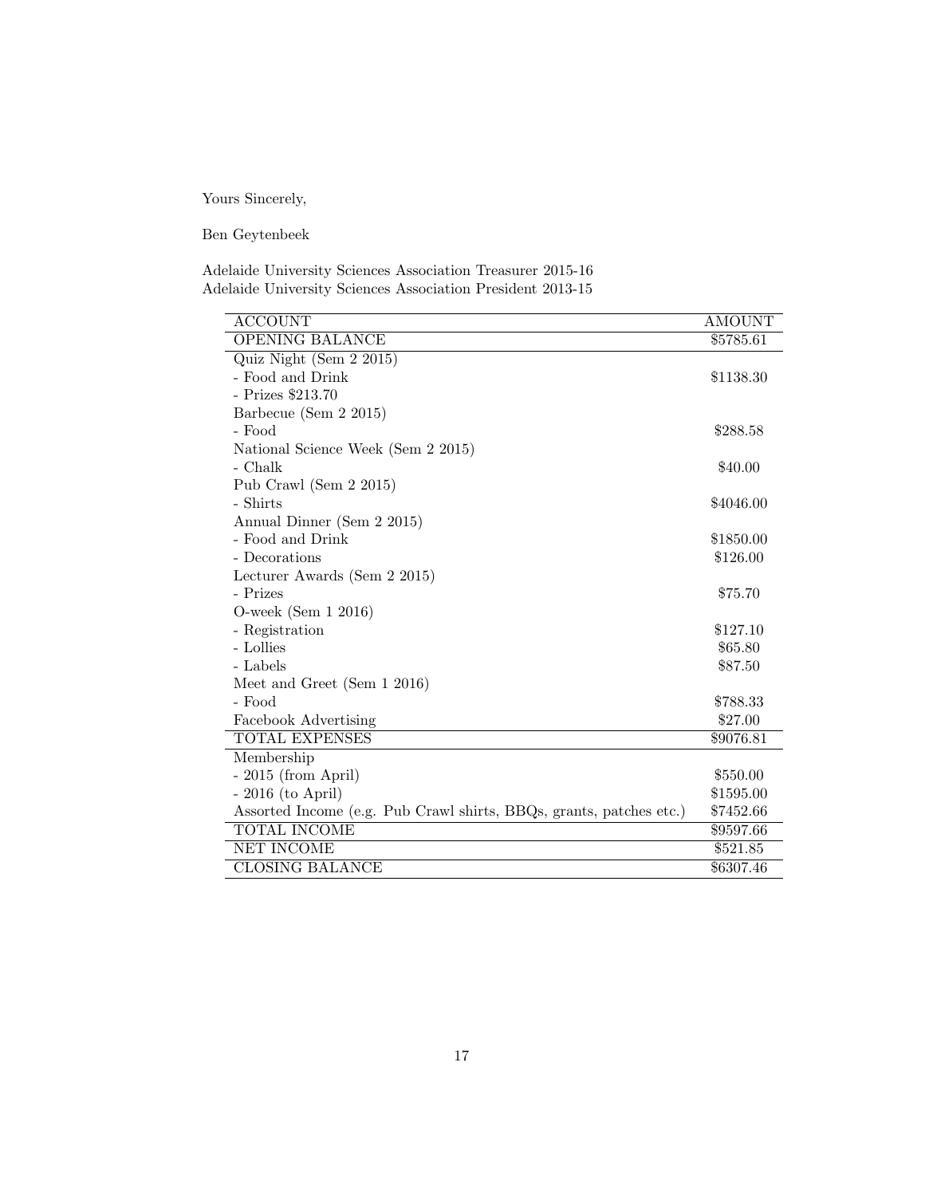Yours Sincerely,

Ben Geytenbeek

Adelaide University Sciences Association Treasurer 2015-16
Adelaide University Sciences Association President 2013-15

| ACCOUNT | AMOUNT |
|---|---|
| OPENING BALANCE | $5785.61 |
| Quiz Night (Sem 2 2015) | |
| - Food and Drink | $1138.30 |
| - Prizes $213.70 | |
| Barbecue (Sem 2 2015) | |
| - Food | $288.58 |
| National Science Week (Sem 2 2015) | |
| - Chalk | $40.00 |
| Pub Crawl (Sem 2 2015) | |
| - Shirts | $4046.00 |
| Annual Dinner (Sem 2 2015) | |
| - Food and Drink | $1850.00 |
| - Decorations | $126.00 |
| Lecturer Awards (Sem 2 2015) | |
| - Prizes | $75.70 |
| O-week (Sem 1 2016) | |
| - Registration | $127.10 |
| - Lollies | $65.80 |
| - Labels | $87.50 |
| Meet and Greet (Sem 1 2016) | |
| - Food | $788.33 |
| Facebook Advertising | $27.00 |
| TOTAL EXPENSES | $9076.81 |
| Membership | |
| - 2015 (from April) | $550.00 |
| - 2016 (to April) | $1595.00 |
| Assorted Income (e.g. Pub Crawl shirts, BBQs, grants, patches etc.) | $7452.66 |
| TOTAL INCOME | $9597.66 |
| NET INCOME | $521.85 |
| CLOSING BALANCE | $6307.46 |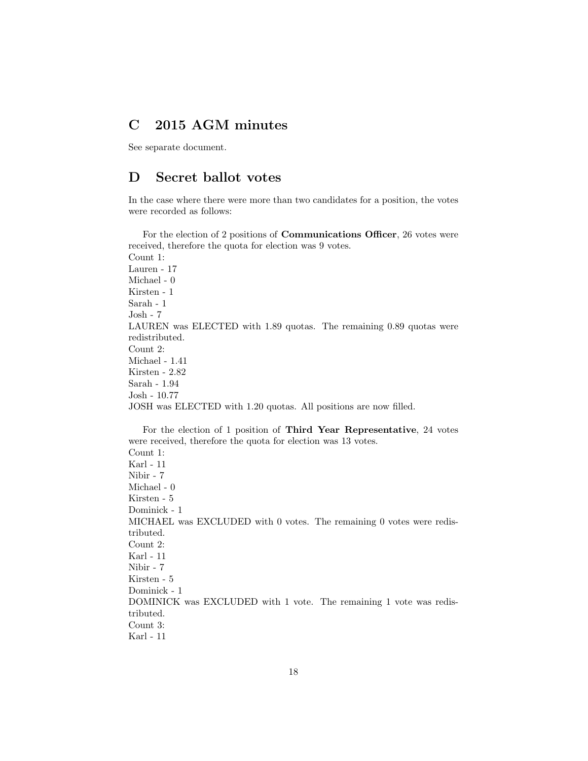## C 2015 AGM minutes

See separate document.

## D Secret ballot votes

In the case where there were more than two candidates for a position, the votes were recorded as follows:

For the election of 2 positions of **Communications Officer**, 26 votes were received, therefore the quota for election was 9 votes.
Count 1:
Lauren - 17
Michael - 0
Kirsten - 1
Sarah - 1
Josh - 7
LAUREN was ELECTED with 1.89 quotas. The remaining 0.89 quotas were redistributed.
Count 2:
Michael - 1.41
Kirsten - 2.82
Sarah - 1.94
Josh - 10.77
JOSH was ELECTED with 1.20 quotas. All positions are now filled.

For the election of 1 position of **Third Year Representative**, 24 votes were received, therefore the quota for election was 13 votes.
Count 1:
Karl - 11
Nibir - 7
Michael - 0
Kirsten - 5
Dominick - 1
MICHAEL was EXCLUDED with 0 votes. The remaining 0 votes were redistributed.
Count 2:
Karl - 11
Nibir - 7
Kirsten - 5
Dominick - 1
DOMINICK was EXCLUDED with 1 vote. The remaining 1 vote was redistributed.
Count 3:
Karl - 11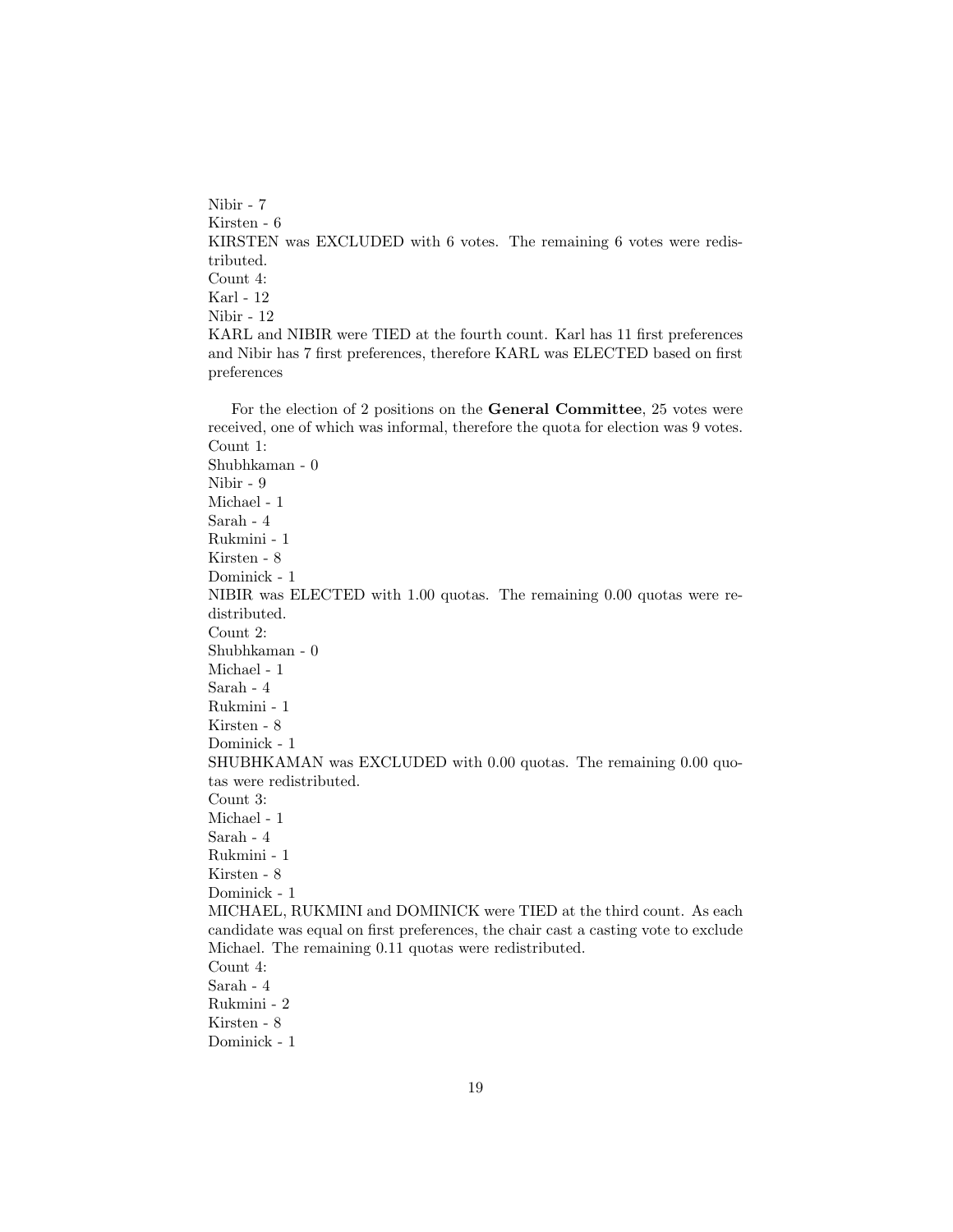Nibir - 7
Kirsten - 6
KIRSTEN was EXCLUDED with 6 votes. The remaining 6 votes were redistributed.
Count 4:
Karl - 12
Nibir - 12
KARL and NIBIR were TIED at the fourth count. Karl has 11 first preferences and Nibir has 7 first preferences, therefore KARL was ELECTED based on first preferences

For the election of 2 positions on the **General Committee**, 25 votes were received, one of which was informal, therefore the quota for election was 9 votes.
Count 1:
Shubhkaman - 0
Nibir - 9
Michael - 1
Sarah - 4
Rukmini - 1
Kirsten - 8
Dominick - 1
NIBIR was ELECTED with 1.00 quotas. The remaining 0.00 quotas were redistributed.
Count 2:
Shubhkaman - 0
Michael - 1
Sarah - 4
Rukmini - 1
Kirsten - 8
Dominick - 1
SHUBHKAMAN was EXCLUDED with 0.00 quotas. The remaining 0.00 quotas were redistributed.
Count 3:
Michael - 1
Sarah - 4
Rukmini - 1
Kirsten - 8
Dominick - 1
MICHAEL, RUKMINI and DOMINICK were TIED at the third count. As each candidate was equal on first preferences, the chair cast a casting vote to exclude Michael. The remaining 0.11 quotas were redistributed.
Count 4:
Sarah - 4
Rukmini - 2
Kirsten - 8
Dominick - 1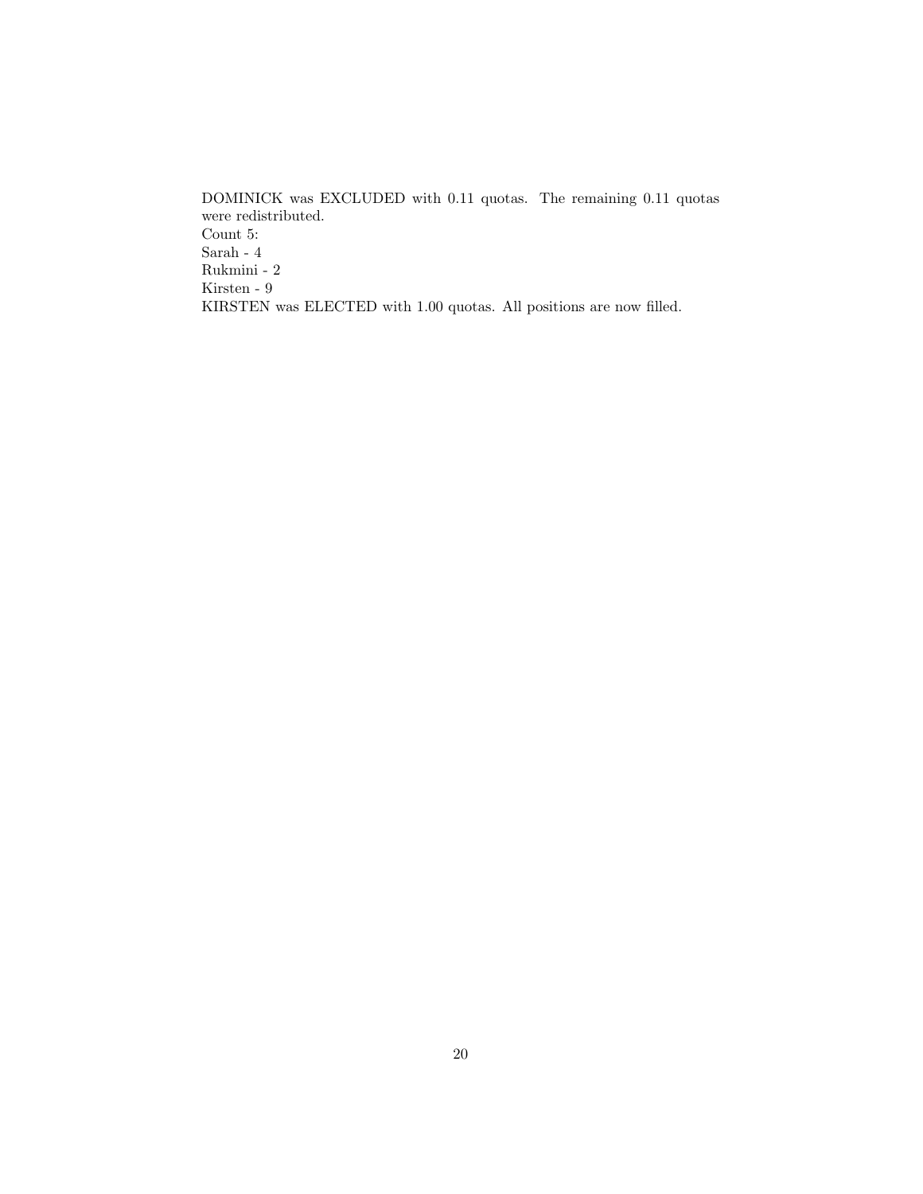DOMINICK was EXCLUDED with 0.11 quotas. The remaining 0.11 quotas were redistributed.
Count 5:
Sarah - 4
Rukmini - 2
Kirsten - 9
KIRSTEN was ELECTED with 1.00 quotas. All positions are now filled.